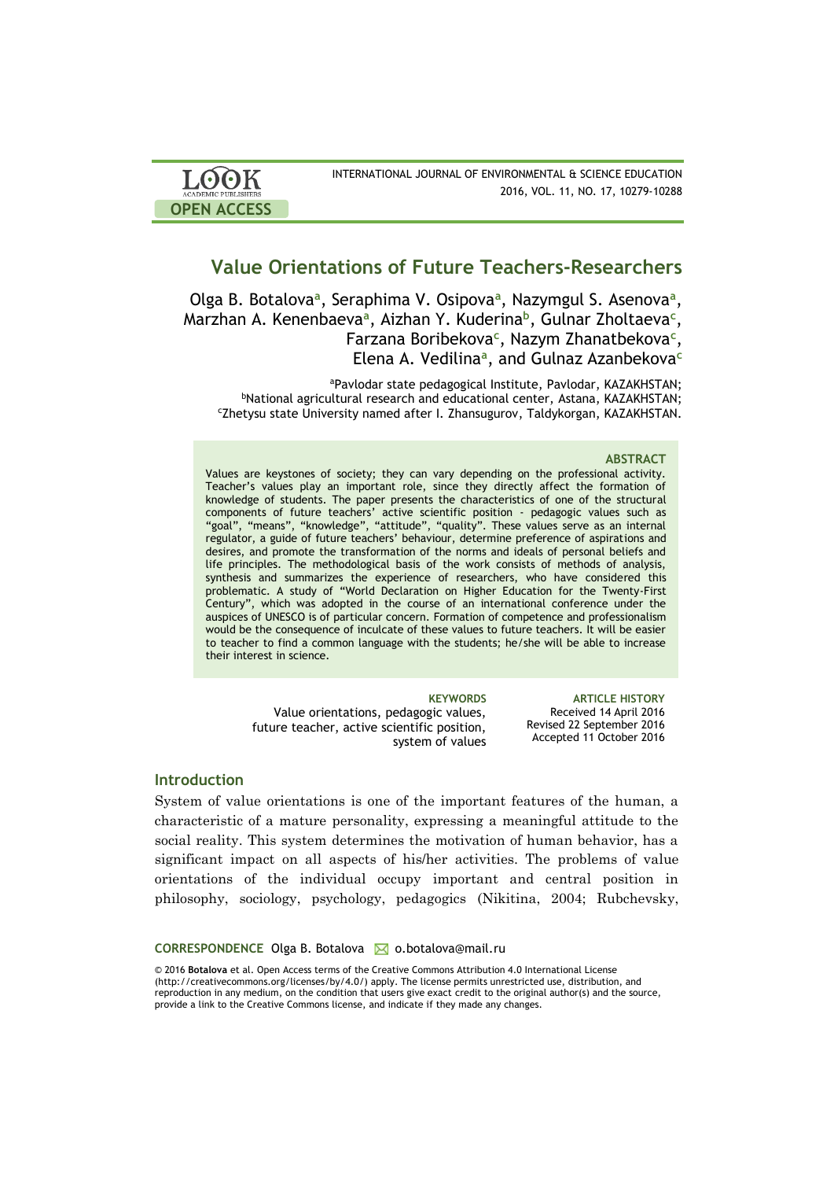# Value Orientations of Future Teachers-Researchers

Olga B. Botalova[a], Seraphima V. Osipova[a], Nazymgul S. Asenova[a], Marzhan A. Kenenbaeva[a], Aizhan Y. Kuderina[b], Gulnar Zholtaeva[c], Farzana Boribekova[c], Nazym Zhanatbekova[c], Elena A. Vedilina[a], and Gulnaz Azanbekova[c]

[a]Pavlodar state pedagogical Institute, Pavlodar, KAZAKHSTAN;
[b]National agricultural research and educational center, Astana, KAZAKHSTAN;
[c]Zhetysu state University named after I. Zhansugurov, Taldykorgan, KAZAKHSTAN.

### ABSTRACT

Values are keystones of society; they can vary depending on the professional activity. Teacher's values play an important role, since they directly affect the formation of knowledge of students. The paper presents the characteristics of one of the structural components of future teachers' active scientific position - pedagogic values such as "goal", "means", "knowledge", "attitude", "quality". These values serve as an internal regulator, a guide of future teachers' behaviour, determine preference of aspirations and desires, and promote the transformation of the norms and ideals of personal beliefs and life principles. The methodological basis of the work consists of methods of analysis, synthesis and summarizes the experience of researchers, who have considered this problematic. A study of "World Declaration on Higher Education for the Twenty-First Century", which was adopted in the course of an international conference under the auspices of UNESCO is of particular concern. Formation of competence and professionalism would be the consequence of inculcate of these values to future teachers. It will be easier to teacher to find a common language with the students; he/she will be able to increase their interest in science.

**KEYWORDS**
Value orientations, pedagogic values, future teacher, active scientific position, system of values

**ARTICLE HISTORY**
Received 14 April 2016
Revised 22 September 2016
Accepted 11 October 2016

## Introduction

System of value orientations is one of the important features of the human, a characteristic of a mature personality, expressing a meaningful attitude to the social reality. This system determines the motivation of human behavior, has a significant impact on all aspects of his/her activities. The problems of value orientations of the individual occupy important and central position in philosophy, sociology, psychology, pedagogics (Nikitina, 2004; Rubchevsky,

**CORRESPONDENCE** Olga B. Botalova o.botalova@mail.ru

© 2016 **Botalova** et al. Open Access terms of the Creative Commons Attribution 4.0 International License (http://creativecommons.org/licenses/by/4.0/) apply. The license permits unrestricted use, distribution, and reproduction in any medium, on the condition that users give exact credit to the original author(s) and the source, provide a link to the Creative Commons license, and indicate if they made any changes.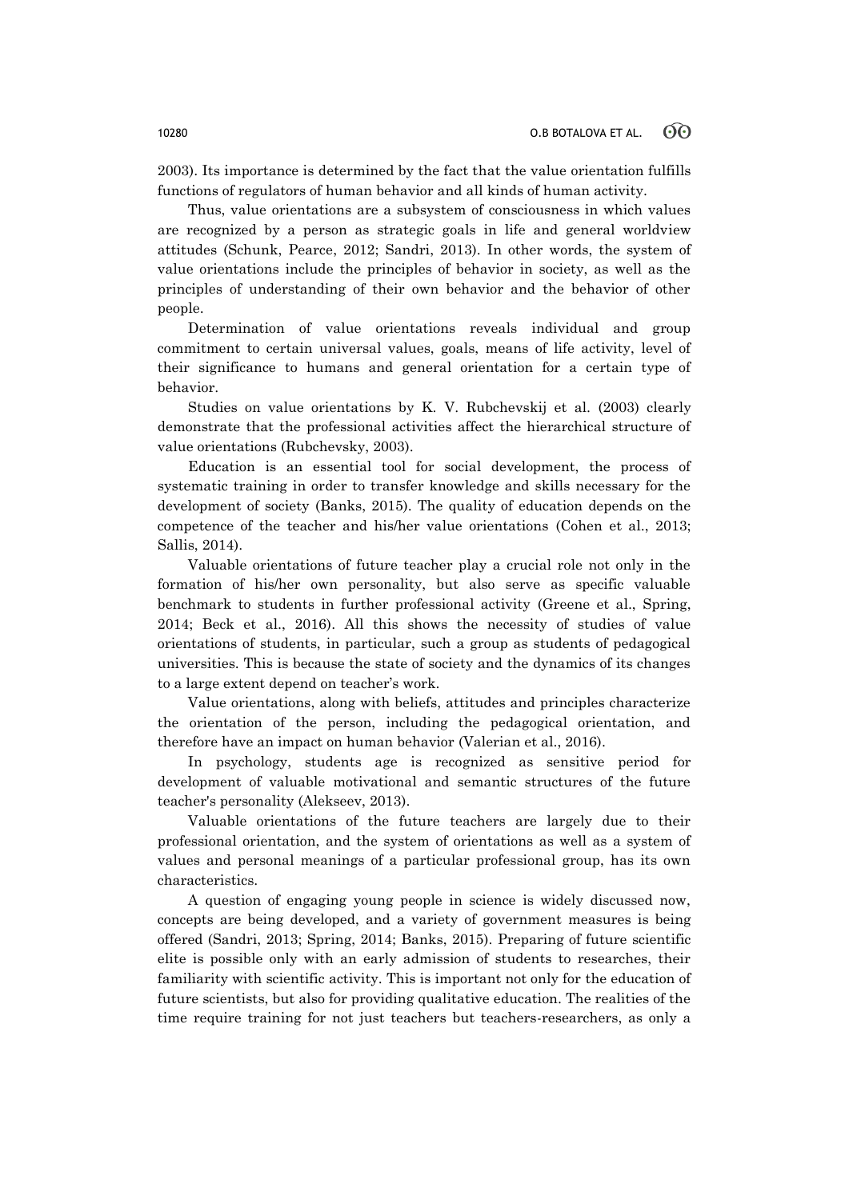2003). Its importance is determined by the fact that the value orientation fulfills functions of regulators of human behavior and all kinds of human activity.

Thus, value orientations are a subsystem of consciousness in which values are recognized by a person as strategic goals in life and general worldview attitudes (Schunk, Pearce, 2012; Sandri, 2013). In other words, the system of value orientations include the principles of behavior in society, as well as the principles of understanding of their own behavior and the behavior of other people.

Determination of value orientations reveals individual and group commitment to certain universal values, goals, means of life activity, level of their significance to humans and general orientation for a certain type of behavior.

Studies on value orientations by K. V. Rubchevskij et al. (2003) clearly demonstrate that the professional activities affect the hierarchical structure of value orientations (Rubchevsky, 2003).

Education is an essential tool for social development, the process of systematic training in order to transfer knowledge and skills necessary for the development of society (Banks, 2015). The quality of education depends on the competence of the teacher and his/her value orientations (Cohen et al., 2013; Sallis, 2014).

Valuable orientations of future teacher play a crucial role not only in the formation of his/her own personality, but also serve as specific valuable benchmark to students in further professional activity (Greene et al., Spring, 2014; Beck et al., 2016). All this shows the necessity of studies of value orientations of students, in particular, such a group as students of pedagogical universities. This is because the state of society and the dynamics of its changes to a large extent depend on teacher's work.

Value orientations, along with beliefs, attitudes and principles characterize the orientation of the person, including the pedagogical orientation, and therefore have an impact on human behavior (Valerian et al., 2016).

In psychology, students age is recognized as sensitive period for development of valuable motivational and semantic structures of the future teacher's personality (Alekseev, 2013).

Valuable orientations of the future teachers are largely due to their professional orientation, and the system of orientations as well as a system of values and personal meanings of a particular professional group, has its own characteristics.

A question of engaging young people in science is widely discussed now, concepts are being developed, and a variety of government measures is being offered (Sandri, 2013; Spring, 2014; Banks, 2015). Preparing of future scientific elite is possible only with an early admission of students to researches, their familiarity with scientific activity. This is important not only for the education of future scientists, but also for providing qualitative education. The realities of the time require training for not just teachers but teachers-researchers, as only a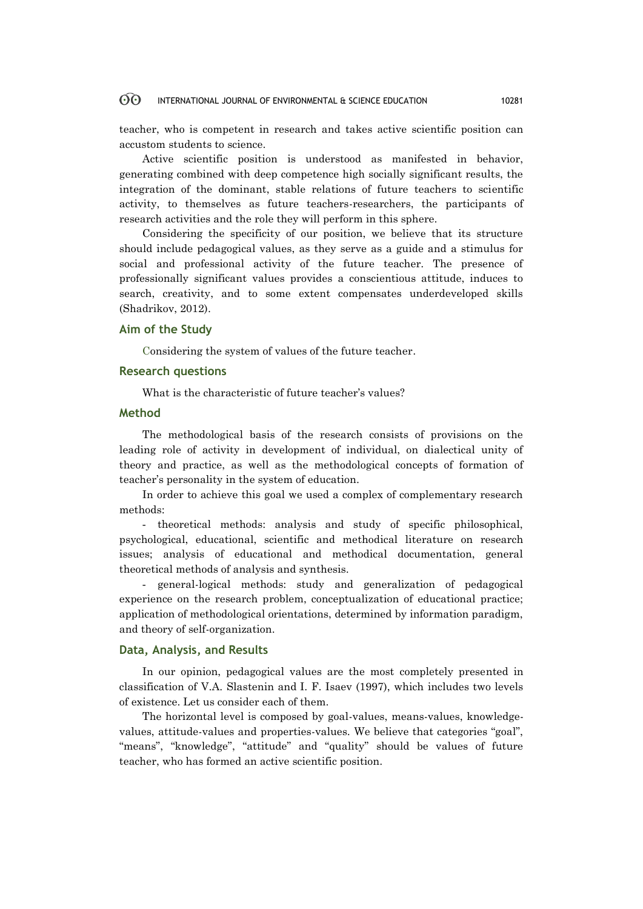teacher, who is competent in research and takes active scientific position can accustom students to science.

Active scientific position is understood as manifested in behavior, generating combined with deep competence high socially significant results, the integration of the dominant, stable relations of future teachers to scientific activity, to themselves as future teachers-researchers, the participants of research activities and the role they will perform in this sphere.

Considering the specificity of our position, we believe that its structure should include pedagogical values, as they serve as a guide and a stimulus for social and professional activity of the future teacher. The presence of professionally significant values provides a conscientious attitude, induces to search, creativity, and to some extent compensates underdeveloped skills (Shadrikov, 2012).

## Aim of the Study

Considering the system of values of the future teacher.

## Research questions

What is the characteristic of future teacher's values?

## Method

The methodological basis of the research consists of provisions on the leading role of activity in development of individual, on dialectical unity of theory and practice, as well as the methodological concepts of formation of teacher's personality in the system of education.

In order to achieve this goal we used a complex of complementary research methods:

- theoretical methods: analysis and study of specific philosophical, psychological, educational, scientific and methodical literature on research issues; analysis of educational and methodical documentation, general theoretical methods of analysis and synthesis.

- general-logical methods: study and generalization of pedagogical experience on the research problem, conceptualization of educational practice; application of methodological orientations, determined by information paradigm, and theory of self-organization.

## Data, Analysis, and Results

In our opinion, pedagogical values are the most completely presented in classification of V.A. Slastenin and I. F. Isaev (1997), which includes two levels of existence. Let us consider each of them.

The horizontal level is composed by goal-values, means-values, knowledge-values, attitude-values and properties-values. We believe that categories "goal", "means", "knowledge", "attitude" and "quality" should be values of future teacher, who has formed an active scientific position.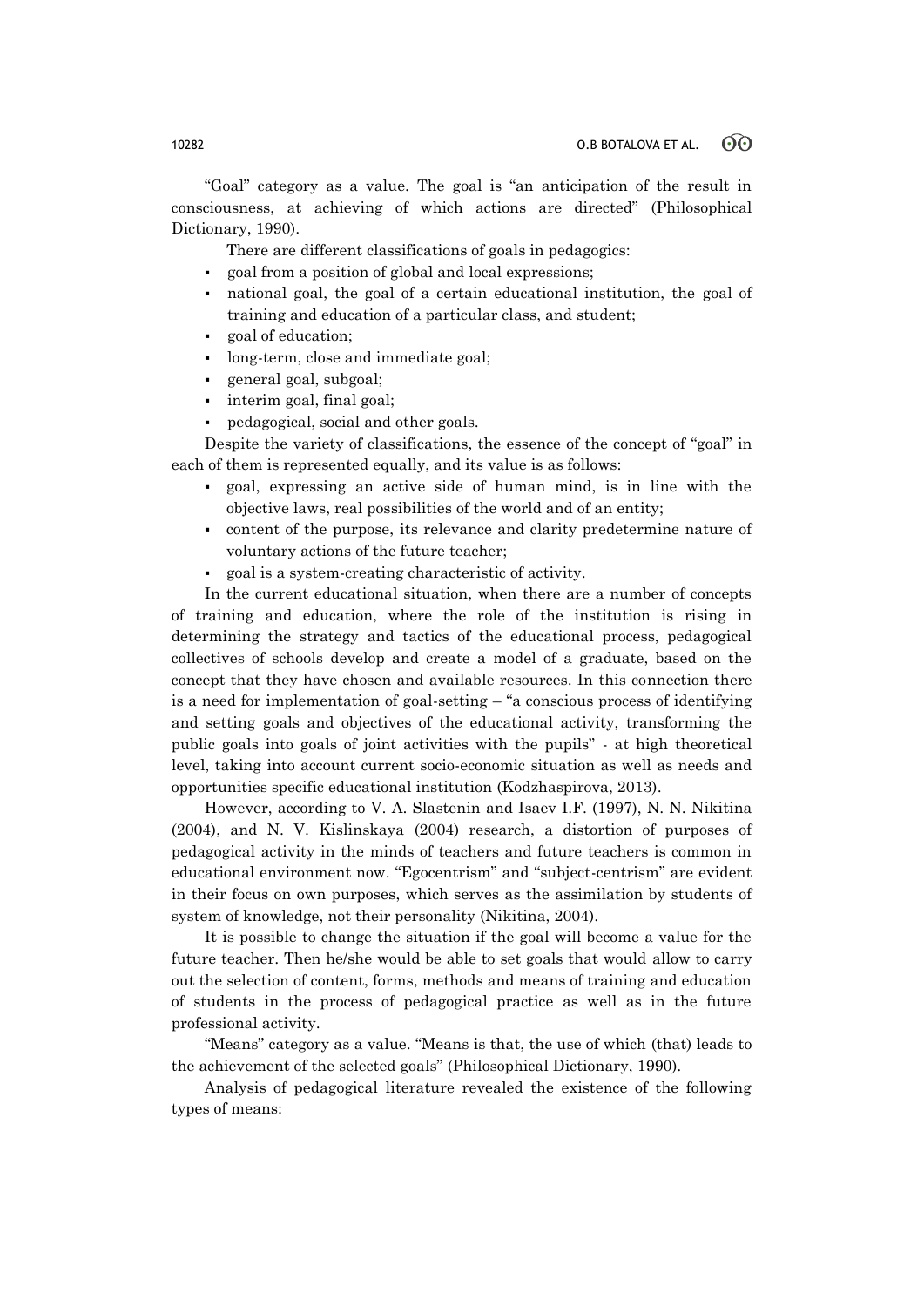"Goal" category as a value. The goal is "an anticipation of the result in consciousness, at achieving of which actions are directed" (Philosophical Dictionary, 1990).

There are different classifications of goals in pedagogics:

- goal from a position of global and local expressions;
- national goal, the goal of a certain educational institution, the goal of training and education of a particular class, and student;
- goal of education;
- long-term, close and immediate goal;
- general goal, subgoal;
- interim goal, final goal;
- pedagogical, social and other goals.

Despite the variety of classifications, the essence of the concept of "goal" in each of them is represented equally, and its value is as follows:

- goal, expressing an active side of human mind, is in line with the objective laws, real possibilities of the world and of an entity;
- content of the purpose, its relevance and clarity predetermine nature of voluntary actions of the future teacher;
- goal is a system-creating characteristic of activity.

In the current educational situation, when there are a number of concepts of training and education, where the role of the institution is rising in determining the strategy and tactics of the educational process, pedagogical collectives of schools develop and create a model of a graduate, based on the concept that they have chosen and available resources. In this connection there is a need for implementation of goal-setting – "a conscious process of identifying and setting goals and objectives of the educational activity, transforming the public goals into goals of joint activities with the pupils" - at high theoretical level, taking into account current socio-economic situation as well as needs and opportunities specific educational institution (Kodzhaspirova, 2013).

However, according to V. A. Slastenin and Isaev I.F. (1997), N. N. Nikitina (2004), and N. V. Kislinskaya (2004) research, a distortion of purposes of pedagogical activity in the minds of teachers and future teachers is common in educational environment now. "Egocentrism" and "subject-centrism" are evident in their focus on own purposes, which serves as the assimilation by students of system of knowledge, not their personality (Nikitina, 2004).

It is possible to change the situation if the goal will become a value for the future teacher. Then he/she would be able to set goals that would allow to carry out the selection of content, forms, methods and means of training and education of students in the process of pedagogical practice as well as in the future professional activity.

"Means" category as a value. "Means is that, the use of which (that) leads to the achievement of the selected goals" (Philosophical Dictionary, 1990).

Analysis of pedagogical literature revealed the existence of the following types of means: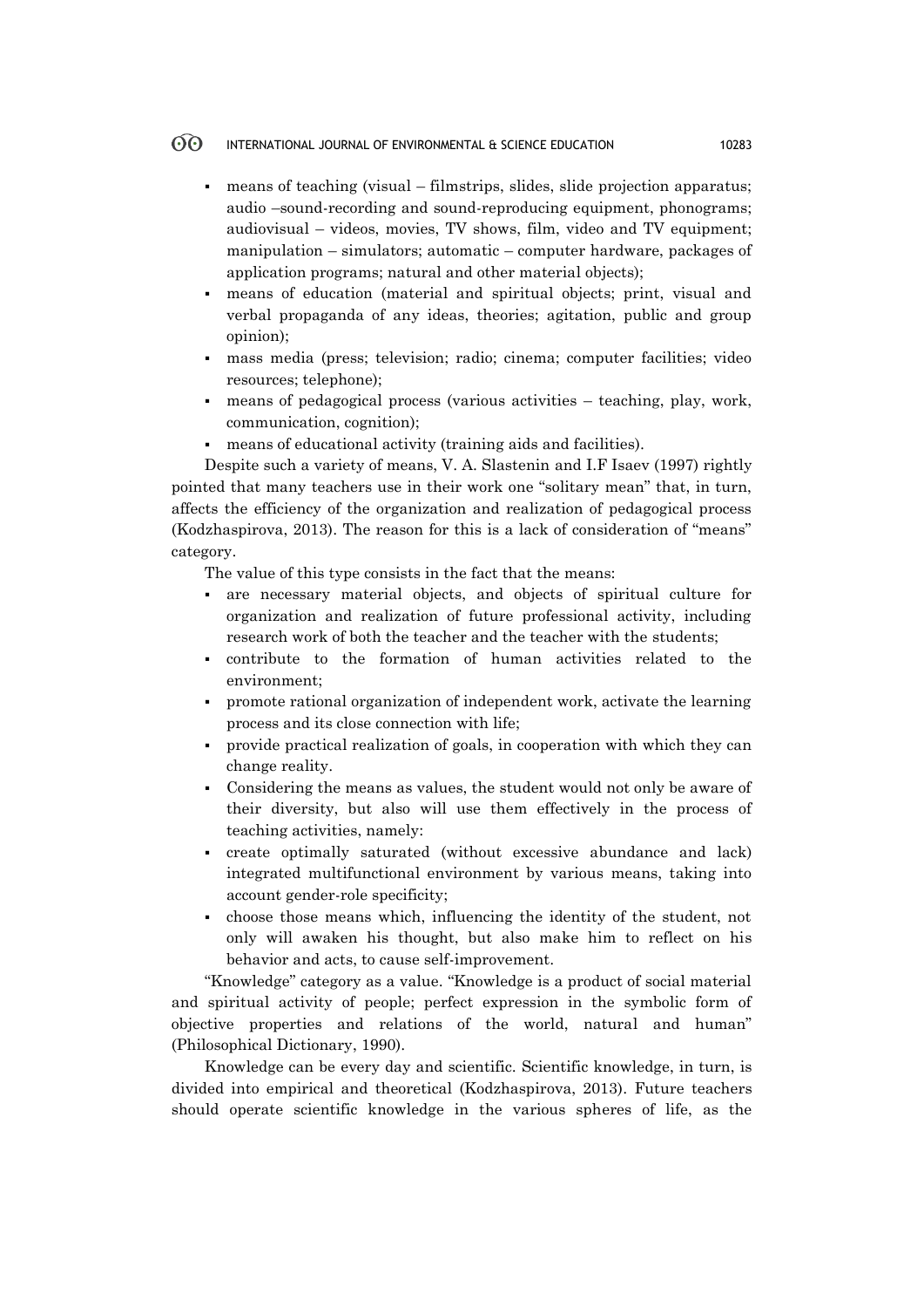- means of teaching (visual – filmstrips, slides, slide projection apparatus; audio –sound-recording and sound-reproducing equipment, phonograms; audiovisual – videos, movies, TV shows, film, video and TV equipment; manipulation – simulators; automatic – computer hardware, packages of application programs; natural and other material objects);
- means of education (material and spiritual objects; print, visual and verbal propaganda of any ideas, theories; agitation, public and group opinion);
- mass media (press; television; radio; cinema; computer facilities; video resources; telephone);
- means of pedagogical process (various activities – teaching, play, work, communication, cognition);
- means of educational activity (training aids and facilities).

Despite such a variety of means, V. A. Slastenin and I.F Isaev (1997) rightly pointed that many teachers use in their work one "solitary mean" that, in turn, affects the efficiency of the organization and realization of pedagogical process (Kodzhaspirova, 2013). The reason for this is a lack of consideration of "means" category.

The value of this type consists in the fact that the means:

- are necessary material objects, and objects of spiritual culture for organization and realization of future professional activity, including research work of both the teacher and the teacher with the students;
- contribute to the formation of human activities related to the environment;
- promote rational organization of independent work, activate the learning process and its close connection with life;
- provide practical realization of goals, in cooperation with which they can change reality.
- Considering the means as values, the student would not only be aware of their diversity, but also will use them effectively in the process of teaching activities, namely:
- create optimally saturated (without excessive abundance and lack) integrated multifunctional environment by various means, taking into account gender-role specificity;
- choose those means which, influencing the identity of the student, not only will awaken his thought, but also make him to reflect on his behavior and acts, to cause self-improvement.

"Knowledge" category as a value. "Knowledge is a product of social material and spiritual activity of people; perfect expression in the symbolic form of objective properties and relations of the world, natural and human" (Philosophical Dictionary, 1990).

Knowledge can be every day and scientific. Scientific knowledge, in turn, is divided into empirical and theoretical (Kodzhaspirova, 2013). Future teachers should operate scientific knowledge in the various spheres of life, as the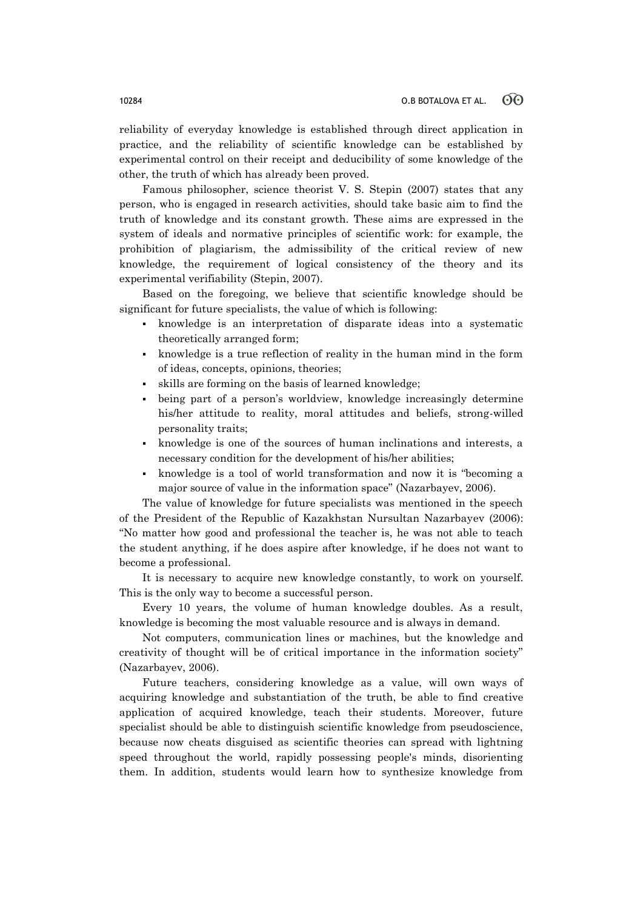reliability of everyday knowledge is established through direct application in practice, and the reliability of scientific knowledge can be established by experimental control on their receipt and deducibility of some knowledge of the other, the truth of which has already been proved.

Famous philosopher, science theorist V. S. Stepin (2007) states that any person, who is engaged in research activities, should take basic aim to find the truth of knowledge and its constant growth. These aims are expressed in the system of ideals and normative principles of scientific work: for example, the prohibition of plagiarism, the admissibility of the critical review of new knowledge, the requirement of logical consistency of the theory and its experimental verifiability (Stepin, 2007).

Based on the foregoing, we believe that scientific knowledge should be significant for future specialists, the value of which is following:

- knowledge is an interpretation of disparate ideas into a systematic theoretically arranged form;
- knowledge is a true reflection of reality in the human mind in the form of ideas, concepts, opinions, theories;
- skills are forming on the basis of learned knowledge;
- being part of a person's worldview, knowledge increasingly determine his/her attitude to reality, moral attitudes and beliefs, strong-willed personality traits;
- knowledge is one of the sources of human inclinations and interests, a necessary condition for the development of his/her abilities;
- knowledge is a tool of world transformation and now it is "becoming a major source of value in the information space" (Nazarbayev, 2006).

The value of knowledge for future specialists was mentioned in the speech of the President of the Republic of Kazakhstan Nursultan Nazarbayev (2006): "No matter how good and professional the teacher is, he was not able to teach the student anything, if he does aspire after knowledge, if he does not want to become a professional.

It is necessary to acquire new knowledge constantly, to work on yourself. This is the only way to become a successful person.

Every 10 years, the volume of human knowledge doubles. As a result, knowledge is becoming the most valuable resource and is always in demand.

Not computers, communication lines or machines, but the knowledge and creativity of thought will be of critical importance in the information society" (Nazarbayev, 2006).

Future teachers, considering knowledge as a value, will own ways of acquiring knowledge and substantiation of the truth, be able to find creative application of acquired knowledge, teach their students. Moreover, future specialist should be able to distinguish scientific knowledge from pseudoscience, because now cheats disguised as scientific theories can spread with lightning speed throughout the world, rapidly possessing people's minds, disorienting them. In addition, students would learn how to synthesize knowledge from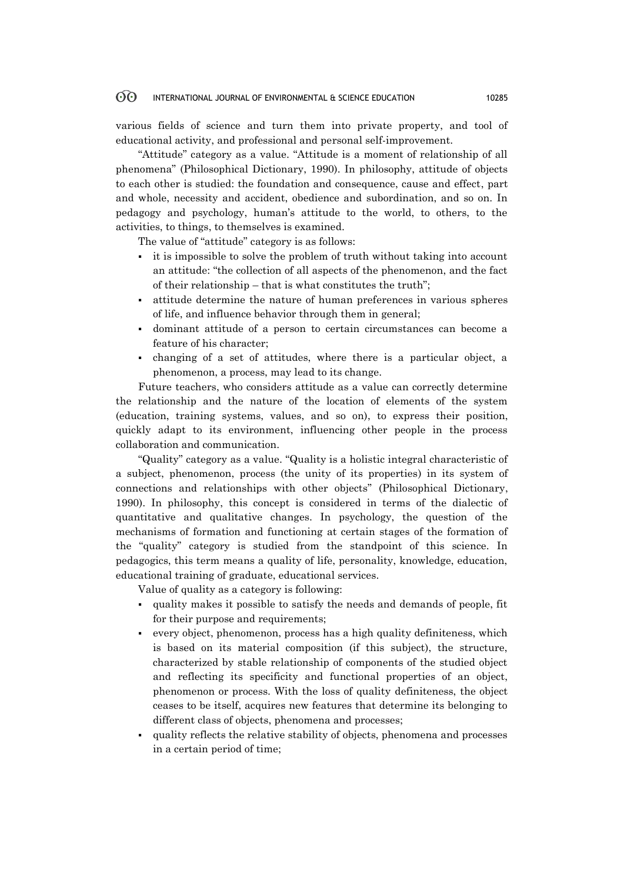various fields of science and turn them into private property, and tool of educational activity, and professional and personal self-improvement.

"Attitude" category as a value. "Attitude is a moment of relationship of all phenomena" (Philosophical Dictionary, 1990). In philosophy, attitude of objects to each other is studied: the foundation and consequence, cause and effect, part and whole, necessity and accident, obedience and subordination, and so on. In pedagogy and psychology, human's attitude to the world, to others, to the activities, to things, to themselves is examined.

The value of "attitude" category is as follows:

- it is impossible to solve the problem of truth without taking into account an attitude: "the collection of all aspects of the phenomenon, and the fact of their relationship – that is what constitutes the truth";
- attitude determine the nature of human preferences in various spheres of life, and influence behavior through them in general;
- dominant attitude of a person to certain circumstances can become a feature of his character;
- changing of a set of attitudes, where there is a particular object, a phenomenon, a process, may lead to its change.

Future teachers, who considers attitude as a value can correctly determine the relationship and the nature of the location of elements of the system (education, training systems, values, and so on), to express their position, quickly adapt to its environment, influencing other people in the process collaboration and communication.

"Quality" category as a value. "Quality is a holistic integral characteristic of a subject, phenomenon, process (the unity of its properties) in its system of connections and relationships with other objects" (Philosophical Dictionary, 1990). In philosophy, this concept is considered in terms of the dialectic of quantitative and qualitative changes. In psychology, the question of the mechanisms of formation and functioning at certain stages of the formation of the "quality" category is studied from the standpoint of this science. In pedagogics, this term means a quality of life, personality, knowledge, education, educational training of graduate, educational services.

Value of quality as a category is following:

- quality makes it possible to satisfy the needs and demands of people, fit for their purpose and requirements;
- every object, phenomenon, process has a high quality definiteness, which is based on its material composition (if this subject), the structure, characterized by stable relationship of components of the studied object and reflecting its specificity and functional properties of an object, phenomenon or process. With the loss of quality definiteness, the object ceases to be itself, acquires new features that determine its belonging to different class of objects, phenomena and processes;
- quality reflects the relative stability of objects, phenomena and processes in a certain period of time;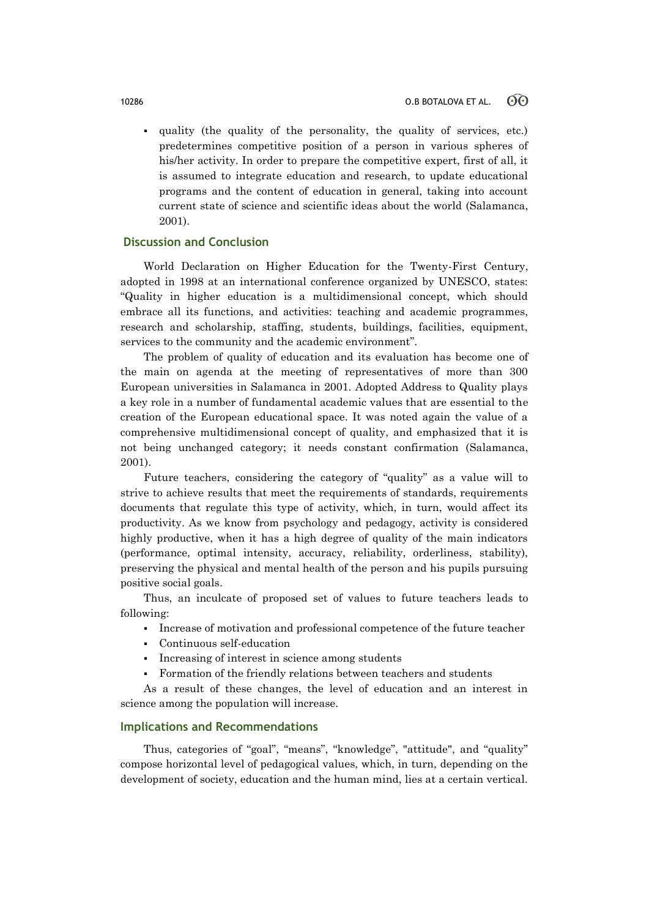- quality (the quality of the personality, the quality of services, etc.) predetermines competitive position of a person in various spheres of his/her activity. In order to prepare the competitive expert, first of all, it is assumed to integrate education and research, to update educational programs and the content of education in general, taking into account current state of science and scientific ideas about the world (Salamanca, 2001).

## Discussion and Conclusion

World Declaration on Higher Education for the Twenty-First Century, adopted in 1998 at an international conference organized by UNESCO, states: "Quality in higher education is a multidimensional concept, which should embrace all its functions, and activities: teaching and academic programmes, research and scholarship, staffing, students, buildings, facilities, equipment, services to the community and the academic environment".

The problem of quality of education and its evaluation has become one of the main on agenda at the meeting of representatives of more than 300 European universities in Salamanca in 2001. Adopted Address to Quality plays a key role in a number of fundamental academic values that are essential to the creation of the European educational space. It was noted again the value of a comprehensive multidimensional concept of quality, and emphasized that it is not being unchanged category; it needs constant confirmation (Salamanca, 2001).

Future teachers, considering the category of "quality" as a value will to strive to achieve results that meet the requirements of standards, requirements documents that regulate this type of activity, which, in turn, would affect its productivity. As we know from psychology and pedagogy, activity is considered highly productive, when it has a high degree of quality of the main indicators (performance, optimal intensity, accuracy, reliability, orderliness, stability), preserving the physical and mental health of the person and his pupils pursuing positive social goals.

Thus, an inculcate of proposed set of values to future teachers leads to following:

- Increase of motivation and professional competence of the future teacher
- Continuous self-education
- Increasing of interest in science among students
- Formation of the friendly relations between teachers and students

As a result of these changes, the level of education and an interest in science among the population will increase.

## Implications and Recommendations

Thus, categories of "goal", "means", "knowledge", "attitude", and "quality" compose horizontal level of pedagogical values, which, in turn, depending on the development of society, education and the human mind, lies at a certain vertical.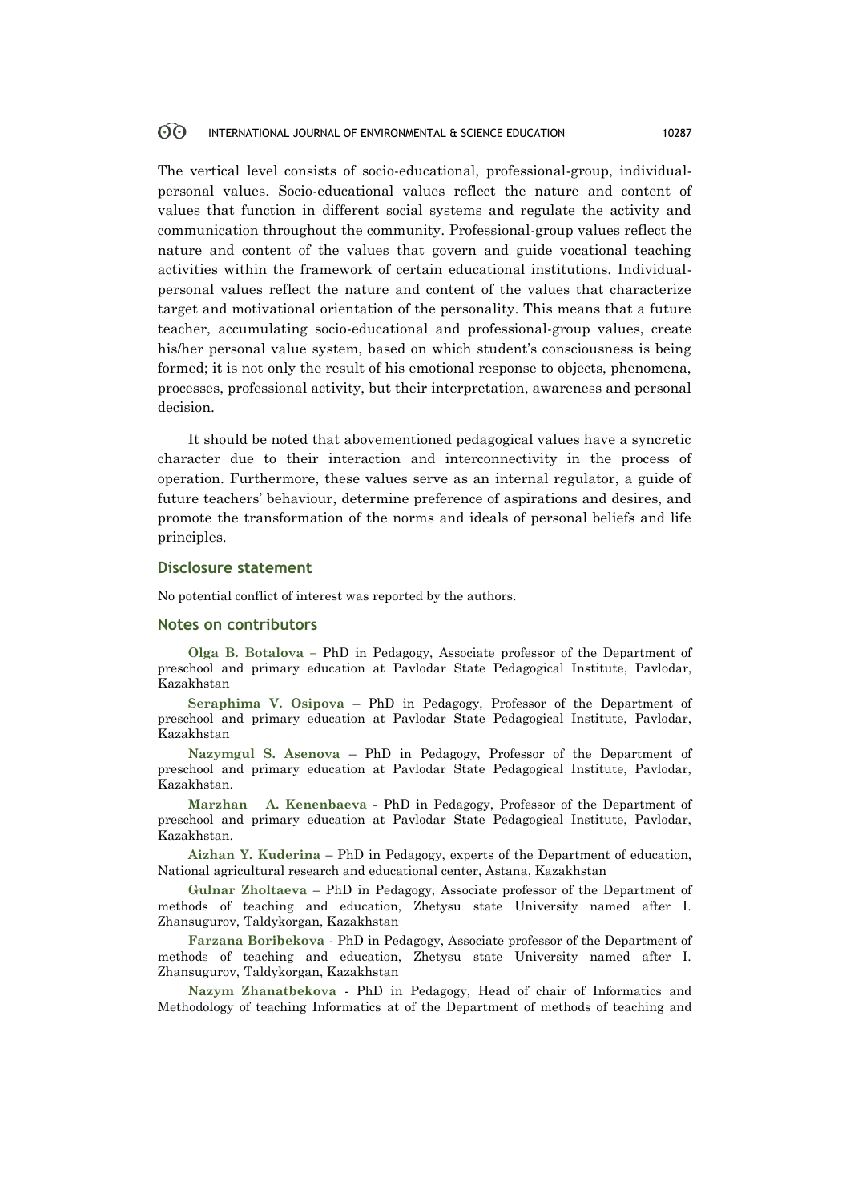The vertical level consists of socio-educational, professional-group, individual-personal values. Socio-educational values reflect the nature and content of values that function in different social systems and regulate the activity and communication throughout the community. Professional-group values reflect the nature and content of the values that govern and guide vocational teaching activities within the framework of certain educational institutions. Individual-personal values reflect the nature and content of the values that characterize target and motivational orientation of the personality. This means that a future teacher, accumulating socio-educational and professional-group values, create his/her personal value system, based on which student's consciousness is being formed; it is not only the result of his emotional response to objects, phenomena, processes, professional activity, but their interpretation, awareness and personal decision.

It should be noted that abovementioned pedagogical values have a syncretic character due to their interaction and interconnectivity in the process of operation. Furthermore, these values serve as an internal regulator, a guide of future teachers' behaviour, determine preference of aspirations and desires, and promote the transformation of the norms and ideals of personal beliefs and life principles.

## Disclosure statement

No potential conflict of interest was reported by the authors.

## Notes on contributors

**Olga B. Botalova** – PhD in Pedagogy, Associate professor of the Department of preschool and primary education at Pavlodar State Pedagogical Institute, Pavlodar, Kazakhstan

**Seraphima V. Osipova** – PhD in Pedagogy, Professor of the Department of preschool and primary education at Pavlodar State Pedagogical Institute, Pavlodar, Kazakhstan

**Nazymgul S. Asenova** – PhD in Pedagogy, Professor of the Department of preschool and primary education at Pavlodar State Pedagogical Institute, Pavlodar, Kazakhstan.

**Marzhan A. Kenenbaeva** - PhD in Pedagogy, Professor of the Department of preschool and primary education at Pavlodar State Pedagogical Institute, Pavlodar, Kazakhstan.

**Aizhan Y. Kuderina** – PhD in Pedagogy, experts of the Department of education, National agricultural research and educational center, Astana, Kazakhstan

**Gulnar Zholtaeva** – PhD in Pedagogy, Associate professor of the Department of methods of teaching and education, Zhetysu state University named after I. Zhansugurov, Taldykorgan, Kazakhstan

**Farzana Boribekova** - PhD in Pedagogy, Associate professor of the Department of methods of teaching and education, Zhetysu state University named after I. Zhansugurov, Taldykorgan, Kazakhstan

**Nazym Zhanatbekova** - PhD in Pedagogy, Head of chair of Informatics and Methodology of teaching Informatics at of the Department of methods of teaching and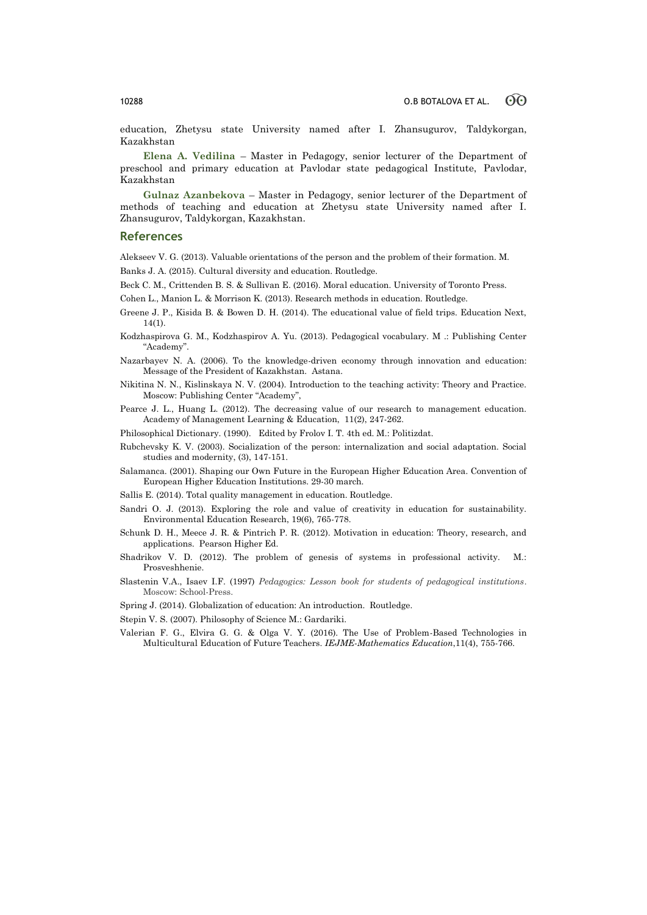education, Zhetysu state University named after I. Zhansugurov, Taldykorgan, Kazakhstan

**Elena A. Vedilina** – Master in Pedagogy, senior lecturer of the Department of preschool and primary education at Pavlodar state pedagogical Institute, Pavlodar, Kazakhstan

**Gulnaz Azanbekova** – Master in Pedagogy, senior lecturer of the Department of methods of teaching and education at Zhetysu state University named after I. Zhansugurov, Taldykorgan, Kazakhstan.

## References

Alekseev V. G. (2013). Valuable orientations of the person and the problem of their formation. M.

Banks J. A. (2015). Cultural diversity and education. Routledge.

Beck C. M., Crittenden B. S. & Sullivan E. (2016). Moral education. University of Toronto Press.

Cohen L., Manion L. & Morrison K. (2013). Research methods in education. Routledge.

Greene J. P., Kisida B. & Bowen D. H. (2014). The educational value of field trips. Education Next, 14(1).

Kodzhaspirova G. M., Kodzhaspirov A. Yu. (2013). Pedagogical vocabulary. M .: Publishing Center "Academy".

Nazarbayev N. A. (2006). To the knowledge-driven economy through innovation and education: Message of the President of Kazakhstan. Astana.

Nikitina N. N., Kislinskaya N. V. (2004). Introduction to the teaching activity: Theory and Practice. Moscow: Publishing Center "Academy",

Pearce J. L., Huang L. (2012). The decreasing value of our research to management education. Academy of Management Learning & Education, 11(2), 247-262.

Philosophical Dictionary. (1990). Edited by Frolov I. T. 4th ed. M.: Politizdat.

Rubchevsky K. V. (2003). Socialization of the person: internalization and social adaptation. Social studies and modernity, (3), 147-151.

Salamanca. (2001). Shaping our Own Future in the European Higher Education Area. Convention of European Higher Education Institutions. 29-30 march.

Sallis E. (2014). Total quality management in education. Routledge.

Sandri O. J. (2013). Exploring the role and value of creativity in education for sustainability. Environmental Education Research, 19(6), 765-778.

Schunk D. H., Meece J. R. & Pintrich P. R. (2012). Motivation in education: Theory, research, and applications. Pearson Higher Ed.

Shadrikov V. D. (2012). The problem of genesis of systems in professional activity. M.: Prosveshhenie.

Slastenin V.A., Isaev I.F. (1997) *Pedagogics: Lesson book for students of pedagogical institutions*. Moscow: School-Press.

Spring J. (2014). Globalization of education: An introduction. Routledge.

Stepin V. S. (2007). Philosophy of Science M.: Gardariki.

Valerian F. G., Elvira G. G. & Olga V. Y. (2016). The Use of Problem-Based Technologies in Multicultural Education of Future Teachers. *IEJME-Mathematics Education*,11(4), 755-766.